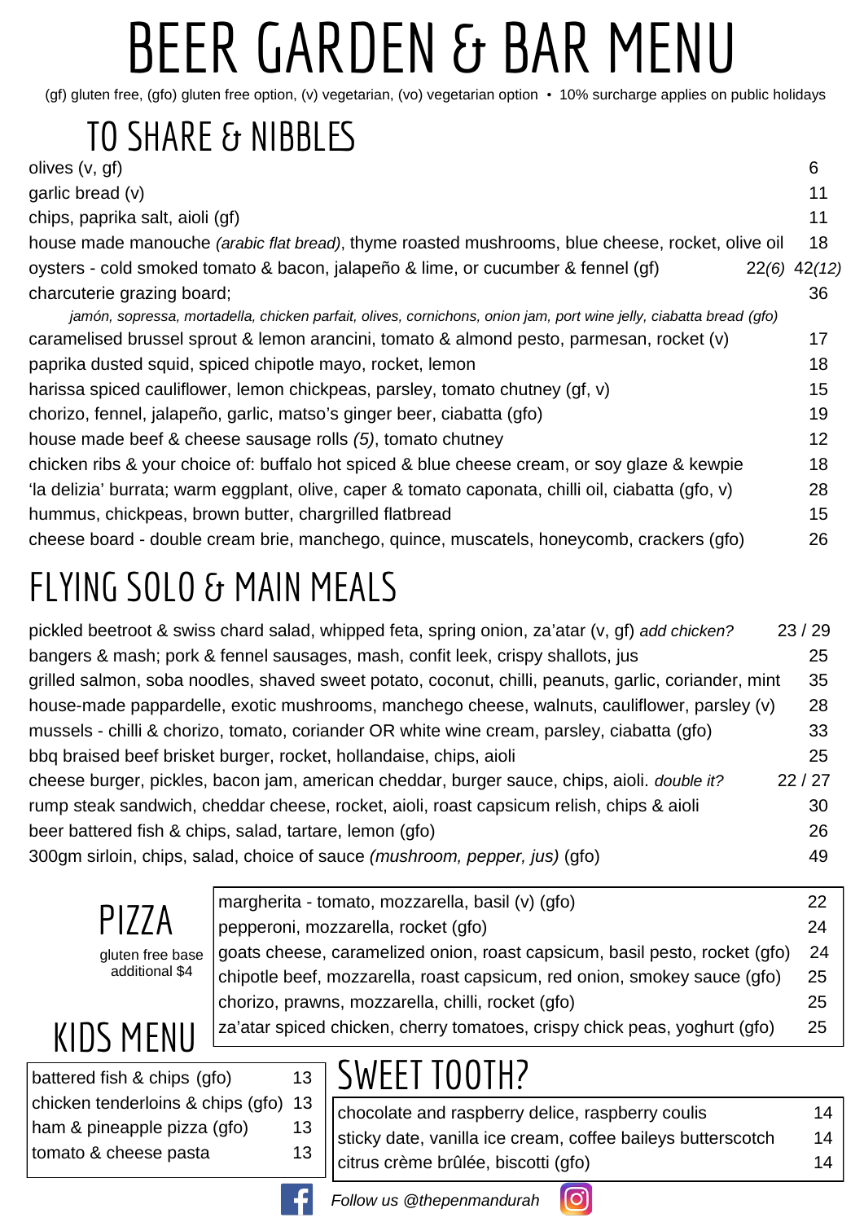# BEER GARDEN & BAR MENU

(gf) gluten free, (gfo) gluten free option, (v) vegetarian, (vo) vegetarian option • 10% surcharge applies on public holidays

## TO SHARE & NIBBLES

| Item | Price |
|---|---|
| olives (v, gf) | 6 |
| garlic bread (v) | 11 |
| chips, paprika salt, aioli (gf) | 11 |
| house made manouche *(arabic flat bread)*, thyme roasted mushrooms, blue cheese, rocket, olive oil | 18 |
| oysters - cold smoked tomato & bacon, jalapeño & lime, or cucumber & fennel (gf) | 22*(6)* 42*(12)* |
| charcuterie grazing board; *jamón, sopressa, mortadella, chicken parfait, olives, cornichons, onion jam, port wine jelly, ciabatta bread (gfo)* | 36 |
| caramelised brussel sprout & lemon arancini, tomato & almond pesto, parmesan, rocket (v) | 17 |
| paprika dusted squid, spiced chipotle mayo, rocket, lemon | 18 |
| harissa spiced cauliflower, lemon chickpeas, parsley, tomato chutney (gf, v) | 15 |
| chorizo, fennel, jalapeño, garlic, matso's ginger beer, ciabatta (gfo) | 19 |
| house made beef & cheese sausage rolls *(5)*, tomato chutney | 12 |
| chicken ribs & your choice of: buffalo hot spiced & blue cheese cream, or soy glaze & kewpie | 18 |
| 'la delizia' burrata; warm eggplant, olive, caper & tomato caponata, chilli oil, ciabatta (gfo, v) | 28 |
| hummus, chickpeas, brown butter, chargrilled flatbread | 15 |
| cheese board - double cream brie, manchego, quince, muscatels, honeycomb, crackers (gfo) | 26 |

## FLYING SOLO & MAIN MEALS

| Item | Price |
|---|---|
| pickled beetroot & swiss chard salad, whipped feta, spring onion, za'atar (v, gf) *add chicken?* | 23 / 29 |
| bangers & mash; pork & fennel sausages, mash, confit leek, crispy shallots, jus | 25 |
| grilled salmon, soba noodles, shaved sweet potato, coconut, chilli, peanuts, garlic, coriander, mint | 35 |
| house-made pappardelle, exotic mushrooms, manchego cheese, walnuts, cauliflower, parsley (v) | 28 |
| mussels - chilli & chorizo, tomato, coriander OR white wine cream, parsley, ciabatta (gfo) | 33 |
| bbq braised beef brisket burger, rocket, hollandaise, chips, aioli | 25 |
| cheese burger, pickles, bacon jam, american cheddar, burger sauce, chips, aioli. *double it?* | 22 / 27 |
| rump steak sandwich, cheddar cheese, rocket, aioli, roast capsicum relish, chips & aioli | 30 |
| beer battered fish & chips, salad, tartare, lemon (gfo) | 26 |
| 300gm sirloin, chips, salad, choice of sauce *(mushroom, pepper, jus)* (gfo) | 49 |

## PIZZA

gluten free base additional $4

| Item | Price |
|---|---|
| margherita - tomato, mozzarella, basil (v) (gfo) | 22 |
| pepperoni, mozzarella, rocket (gfo) | 24 |
| goats cheese, caramelized onion, roast capsicum, basil pesto, rocket (gfo) | 24 |
| chipotle beef, mozzarella, roast capsicum, red onion, smokey sauce (gfo) | 25 |
| chorizo, prawns, mozzarella, chilli, rocket (gfo) | 25 |
| za'atar spiced chicken, cherry tomatoes, crispy chick peas, yoghurt (gfo) | 25 |

## KIDS MENU

| Item | Price |
|---|---|
| battered fish & chips (gfo) | 13 |
| chicken tenderloins & chips (gfo) | 13 |
| ham & pineapple pizza (gfo) | 13 |
| tomato & cheese pasta | 13 |

## SWEET TOOTH?

| Item | Price |
|---|---|
| chocolate and raspberry delice, raspberry coulis | 14 |
| sticky date, vanilla ice cream, coffee baileys butterscotch | 14 |
| citrus crème brûlée, biscotti (gfo) | 14 |

*Follow us @thepenmandurah*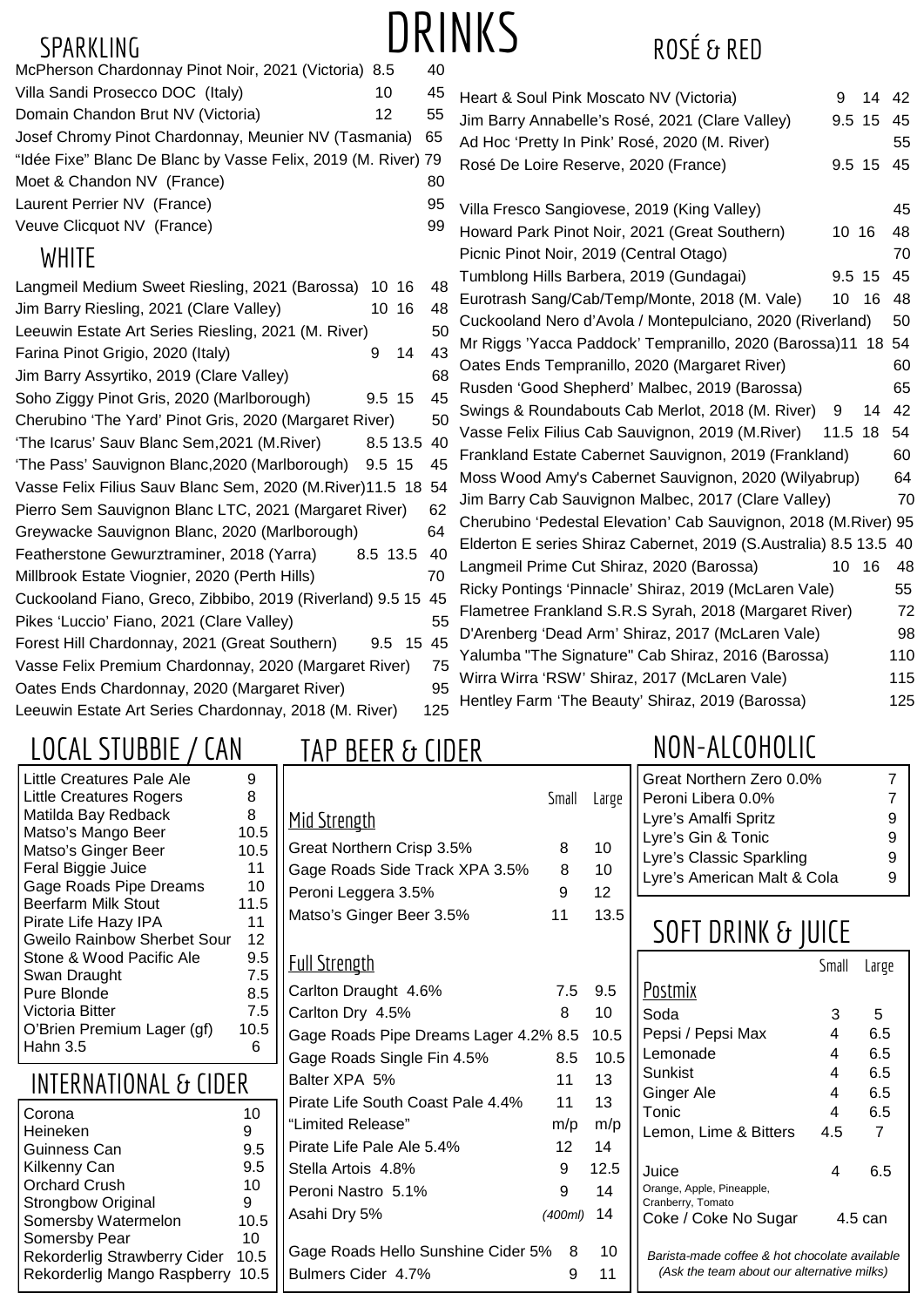# DRINKS

## SPARKLING

| | | |
|---|---|---|
| McPherson Chardonnay Pinot Noir, 2021 (Victoria) | 8.5 | 40 |
| Villa Sandi Prosecco DOC (Italy) | 10 | 45 |
| Domain Chandon Brut NV (Victoria) | 12 | 55 |
| Josef Chromy Pinot Chardonnay, Meunier NV (Tasmania) | | 65 |
| "Idée Fixe" Blanc De Blanc by Vasse Felix, 2019 (M. River) | | 79 |
| Moet & Chandon NV (France) | | 80 |
| Laurent Perrier NV (France) | | 95 |
| Veuve Clicquot NV (France) | | 99 |

## WHITE

| | | | |
|---|---|---|---|
| Langmeil Medium Sweet Riesling, 2021 (Barossa) | 10 | 16 | 48 |
| Jim Barry Riesling, 2021 (Clare Valley) | 10 | 16 | 48 |
| Leeuwin Estate Art Series Riesling, 2021 (M. River) | | | 50 |
| Farina Pinot Grigio, 2020 (Italy) | 9 | 14 | 43 |
| Jim Barry Assyrtiko, 2019 (Clare Valley) | | | 68 |
| Soho Ziggy Pinot Gris, 2020 (Marlborough) | 9.5 | 15 | 45 |
| Cherubino 'The Yard' Pinot Gris, 2020 (Margaret River) | | | 50 |
| 'The Icarus' Sauv Blanc Sem,2021 (M.River) | 8.5 | 13.5 | 40 |
| 'The Pass' Sauvignon Blanc,2020 (Marlborough) | 9.5 | 15 | 45 |
| Vasse Felix Filius Sauv Blanc Sem, 2020 (M.River) | 11.5 | 18 | 54 |
| Pierro Sem Sauvignon Blanc LTC, 2021 (Margaret River) | | | 62 |
| Greywacke Sauvignon Blanc, 2020 (Marlborough) | | | 64 |
| Featherstone Gewurztraminer, 2018 (Yarra) | 8.5 | 13.5 | 40 |
| Millbrook Estate Viognier, 2020 (Perth Hills) | | | 70 |
| Cuckooland Fiano, Greco, Zibbibo, 2019 (Riverland) | 9.5 | 15 | 45 |
| Pikes 'Luccio' Fiano, 2021 (Clare Valley) | | | 55 |
| Forest Hill Chardonnay, 2021 (Great Southern) | 9.5 | 15 | 45 |
| Vasse Felix Premium Chardonnay, 2020 (Margaret River) | | | 75 |
| Oates Ends Chardonnay, 2020 (Margaret River) | | | 95 |
| Leeuwin Estate Art Series Chardonnay, 2018 (M. River) | | | 125 |

## ROSÉ & RED

| | | | |
|---|---|---|---|
| Heart & Soul Pink Moscato NV (Victoria) | 9 | 14 | 42 |
| Jim Barry Annabelle's Rosé, 2021 (Clare Valley) | 9.5 | 15 | 45 |
| Ad Hoc 'Pretty In Pink' Rosé, 2020 (M. River) | | | 55 |
| Rosé De Loire Reserve, 2020 (France) | 9.5 | 15 | 45 |
| Villa Fresco Sangiovese, 2019 (King Valley) | | | 45 |
| Howard Park Pinot Noir, 2021 (Great Southern) | 10 | 16 | 48 |
| Picnic Pinot Noir, 2019 (Central Otago) | | | 70 |
| Tumblong Hills Barbera, 2019 (Gundagai) | 9.5 | 15 | 45 |
| Eurotrash Sang/Cab/Temp/Monte, 2018 (M. Vale) | 10 | 16 | 48 |
| Cuckooland Nero d'Avola / Montepulciano, 2020 (Riverland) | | | 50 |
| Mr Riggs 'Yacca Paddock' Tempranillo, 2020 (Barossa) | 11 | 18 | 54 |
| Oates Ends Tempranillo, 2020 (Margaret River) | | | 60 |
| Rusden 'Good Shepherd' Malbec, 2019 (Barossa) | | | 65 |
| Swings & Roundabouts Cab Merlot, 2018 (M. River) | 9 | 14 | 42 |
| Vasse Felix Filius Cab Sauvignon, 2019 (M.River) | 11.5 | 18 | 54 |
| Frankland Estate Cabernet Sauvignon, 2019 (Frankland) | | | 60 |
| Moss Wood Amy's Cabernet Sauvignon, 2020 (Wilyabrup) | | | 64 |
| Jim Barry Cab Sauvignon Malbec, 2017 (Clare Valley) | | | 70 |
| Cherubino 'Pedestal Elevation' Cab Sauvignon, 2018 (M.River) | | | 95 |
| Elderton E series Shiraz Cabernet, 2019 (S.Australia) | 8.5 | 13.5 | 40 |
| Langmeil Prime Cut Shiraz, 2020 (Barossa) | 10 | 16 | 48 |
| Ricky Pontings 'Pinnacle' Shiraz, 2019 (McLaren Vale) | | | 55 |
| Flametree Frankland S.R.S Syrah, 2018 (Margaret River) | | | 72 |
| D'Arenberg 'Dead Arm' Shiraz, 2017 (McLaren Vale) | | | 98 |
| Yalumba "The Signature" Cab Shiraz, 2016 (Barossa) | | | 110 |
| Wirra Wirra 'RSW' Shiraz, 2017 (McLaren Vale) | | | 115 |
| Hentley Farm 'The Beauty' Shiraz, 2019 (Barossa) | | | 125 |

## LOCAL STUBBIE / CAN

| | |
|---|---|
| Little Creatures Pale Ale | 9 |
| Little Creatures Rogers | 8 |
| Matilda Bay Redback | 8 |
| Matso's Mango Beer | 10.5 |
| Matso's Ginger Beer | 10.5 |
| Feral Biggie Juice | 11 |
| Gage Roads Pipe Dreams | 10 |
| Beerfarm Milk Stout | 11.5 |
| Pirate Life Hazy IPA | 11 |
| Gweilo Rainbow Sherbet Sour | 12 |
| Stone & Wood Pacific Ale | 9.5 |
| Swan Draught | 7.5 |
| Pure Blonde | 8.5 |
| Victoria Bitter | 7.5 |
| O'Brien Premium Lager (gf) | 10.5 |
| Hahn 3.5 | 6 |

## INTERNATIONAL & CIDER

| | |
|---|---|
| Corona | 10 |
| Heineken | 9 |
| Guinness Can | 9.5 |
| Kilkenny Can | 9.5 |
| Orchard Crush | 10 |
| Strongbow Original | 9 |
| Somersby Watermelon | 10.5 |
| Somersby Pear | 10 |
| Rekorderlig Strawberry Cider | 10.5 |
| Rekorderlig Mango Raspberry | 10.5 |

## TAP BEER & CIDER

| | Small | Large |
|---|---|---|
| **Mid Strength** | | |
| Great Northern Crisp 3.5% | 8 | 10 |
| Gage Roads Side Track XPA 3.5% | 8 | 10 |
| Peroni Leggera 3.5% | 9 | 12 |
| Matso's Ginger Beer 3.5% | 11 | 13.5 |
| **Full Strength** | | |
| Carlton Draught 4.6% | 7.5 | 9.5 |
| Carlton Dry 4.5% | 8 | 10 |
| Gage Roads Pipe Dreams Lager 4.2% | 8.5 | 10.5 |
| Gage Roads Single Fin 4.5% | 8.5 | 10.5 |
| Balter XPA 5% | 11 | 13 |
| Pirate Life South Coast Pale 4.4% | 11 | 13 |
| "Limited Release" | m/p | m/p |
| Pirate Life Pale Ale 5.4% | 12 | 14 |
| Stella Artois 4.8% | 9 | 12.5 |
| Peroni Nastro 5.1% | 9 | 14 |
| Asahi Dry 5% | *(400ml)* | 14 |
| Gage Roads Hello Sunshine Cider 5% | 8 | 10 |
| Bulmers Cider 4.7% | 9 | 11 |

## NON-ALCOHOLIC

| | |
|---|---|
| Great Northern Zero 0.0% | 7 |
| Peroni Libera 0.0% | 7 |
| Lyre's Amalfi Spritz | 9 |
| Lyre's Gin & Tonic | 9 |
| Lyre's Classic Sparkling | 9 |
| Lyre's American Malt & Cola | 9 |

## SOFT DRINK & JUICE

| | Small | Large |
|---|---|---|
| **Postmix** | | |
| Soda | 3 | 5 |
| Pepsi / Pepsi Max | 4 | 6.5 |
| Lemonade | 4 | 6.5 |
| Sunkist | 4 | 6.5 |
| Ginger Ale | 4 | 6.5 |
| Tonic | 4 | 6.5 |
| Lemon, Lime & Bitters | 4.5 | 7 |
| Juice (Orange, Apple, Pineapple, Cranberry, Tomato) | 4 | 6.5 |
| Coke / Coke No Sugar | 4.5 can | |

*Barista-made coffee & hot chocolate available (Ask the team about our alternative milks)*